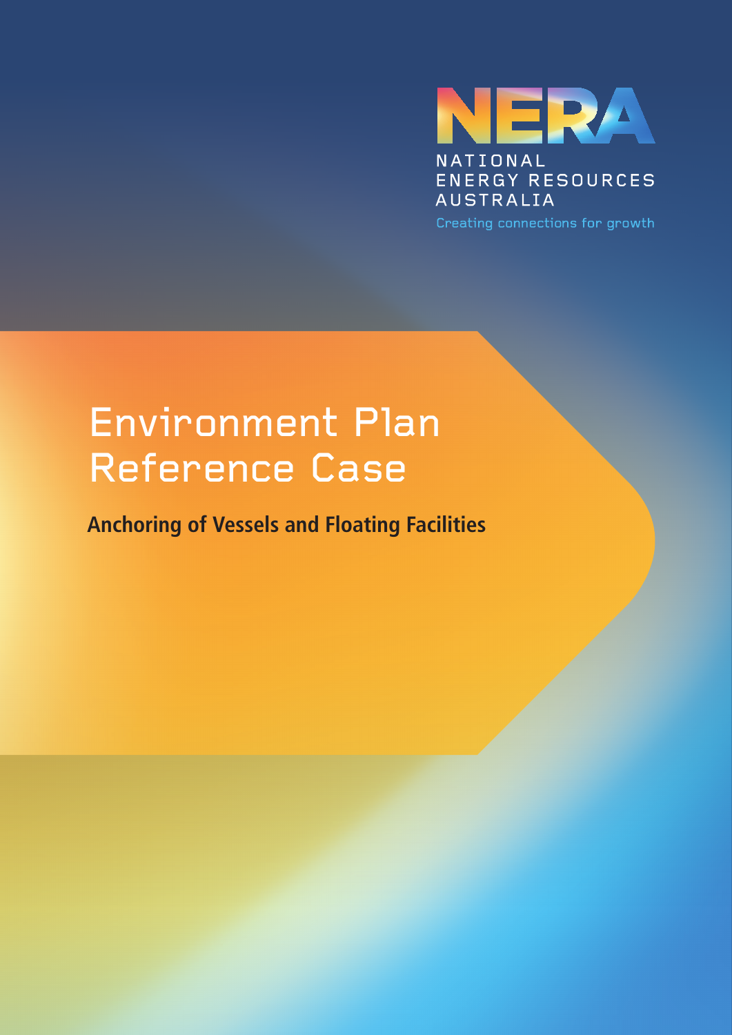NERA

NATIONAL ENERGY RESOURCES AUSTRALIA

Creating connections for growth

# Environment Plan Reference Case

## Anchoring of Vessels and Floating Facilities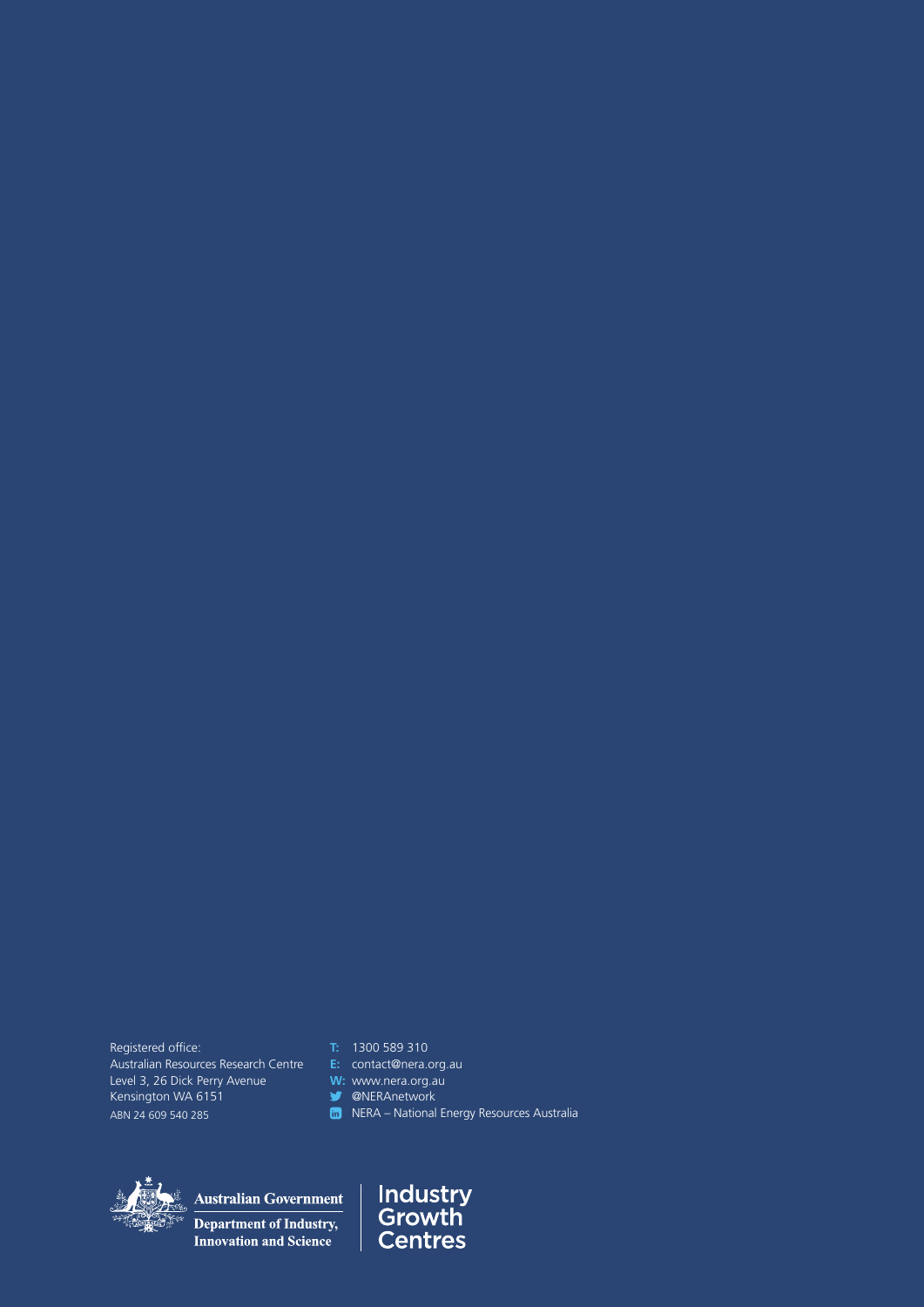Registered office:
Australian Resources Research Centre
Level 3, 26 Dick Perry Avenue
Kensington WA 6151
ABN 24 609 540 285

**T:** 1300 589 310
**E:** contact@nera.org.au
**W:** www.nera.org.au
@NERAnetwork
NERA – National Energy Resources Australia

**Australian Government**
**Department of Industry, Innovation and Science**

**Industry Growth Centres**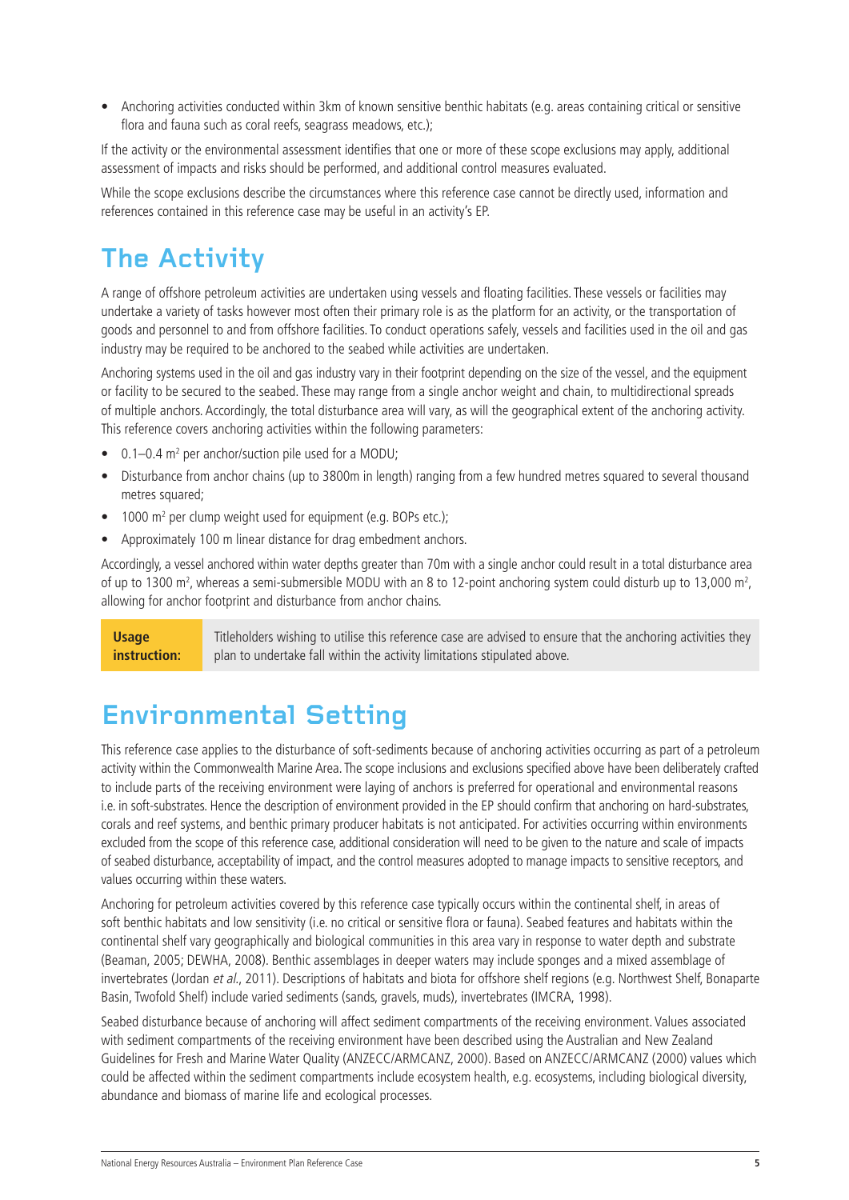- Anchoring activities conducted within 3km of known sensitive benthic habitats (e.g. areas containing critical or sensitive flora and fauna such as coral reefs, seagrass meadows, etc.);

If the activity or the environmental assessment identifies that one or more of these scope exclusions may apply, additional assessment of impacts and risks should be performed, and additional control measures evaluated.

While the scope exclusions describe the circumstances where this reference case cannot be directly used, information and references contained in this reference case may be useful in an activity's EP.

# The Activity

A range of offshore petroleum activities are undertaken using vessels and floating facilities. These vessels or facilities may undertake a variety of tasks however most often their primary role is as the platform for an activity, or the transportation of goods and personnel to and from offshore facilities. To conduct operations safely, vessels and facilities used in the oil and gas industry may be required to be anchored to the seabed while activities are undertaken.

Anchoring systems used in the oil and gas industry vary in their footprint depending on the size of the vessel, and the equipment or facility to be secured to the seabed. These may range from a single anchor weight and chain, to multidirectional spreads of multiple anchors. Accordingly, the total disturbance area will vary, as will the geographical extent of the anchoring activity. This reference covers anchoring activities within the following parameters:

- 0.1–0.4 $m^2$ per anchor/suction pile used for a MODU;
- Disturbance from anchor chains (up to 3800m in length) ranging from a few hundred metres squared to several thousand metres squared;
- 1000 $m^2$ per clump weight used for equipment (e.g. BOPs etc.);
- Approximately 100 m linear distance for drag embedment anchors.

Accordingly, a vessel anchored within water depths greater than 70m with a single anchor could result in a total disturbance area of up to 1300 $m^2$, whereas a semi-submersible MODU with an 8 to 12-point anchoring system could disturb up to 13,000 $m^2$, allowing for anchor footprint and disturbance from anchor chains.

| **Usage instruction:** | Titleholders wishing to utilise this reference case are advised to ensure that the anchoring activities they plan to undertake fall within the activity limitations stipulated above. |
|---|---|

# Environmental Setting

This reference case applies to the disturbance of soft-sediments because of anchoring activities occurring as part of a petroleum activity within the Commonwealth Marine Area. The scope inclusions and exclusions specified above have been deliberately crafted to include parts of the receiving environment were laying of anchors is preferred for operational and environmental reasons i.e. in soft-substrates. Hence the description of environment provided in the EP should confirm that anchoring on hard-substrates, corals and reef systems, and benthic primary producer habitats is not anticipated. For activities occurring within environments excluded from the scope of this reference case, additional consideration will need to be given to the nature and scale of impacts of seabed disturbance, acceptability of impact, and the control measures adopted to manage impacts to sensitive receptors, and values occurring within these waters.

Anchoring for petroleum activities covered by this reference case typically occurs within the continental shelf, in areas of soft benthic habitats and low sensitivity (i.e. no critical or sensitive flora or fauna). Seabed features and habitats within the continental shelf vary geographically and biological communities in this area vary in response to water depth and substrate (Beaman, 2005; DEWHA, 2008). Benthic assemblages in deeper waters may include sponges and a mixed assemblage of invertebrates (Jordan *et al.*, 2011). Descriptions of habitats and biota for offshore shelf regions (e.g. Northwest Shelf, Bonaparte Basin, Twofold Shelf) include varied sediments (sands, gravels, muds), invertebrates (IMCRA, 1998).

Seabed disturbance because of anchoring will affect sediment compartments of the receiving environment. Values associated with sediment compartments of the receiving environment have been described using the Australian and New Zealand Guidelines for Fresh and Marine Water Quality (ANZECC/ARMCANZ, 2000). Based on ANZECC/ARMCANZ (2000) values which could be affected within the sediment compartments include ecosystem health, e.g. ecosystems, including biological diversity, abundance and biomass of marine life and ecological processes.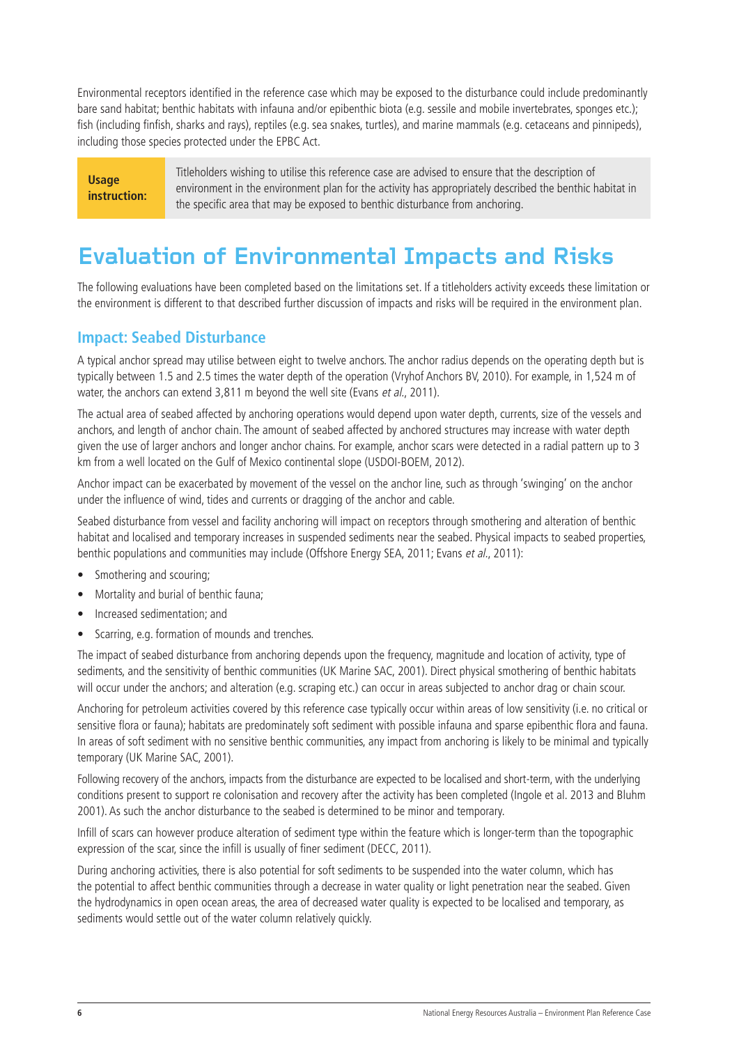Environmental receptors identified in the reference case which may be exposed to the disturbance could include predominantly bare sand habitat; benthic habitats with infauna and/or epibenthic biota (e.g. sessile and mobile invertebrates, sponges etc.); fish (including finfish, sharks and rays), reptiles (e.g. sea snakes, turtles), and marine mammals (e.g. cetaceans and pinnipeds), including those species protected under the EPBC Act.

| **Usage instruction:** | Titleholders wishing to utilise this reference case are advised to ensure that the description of environment in the environment plan for the activity has appropriately described the benthic habitat in the specific area that may be exposed to benthic disturbance from anchoring. |
| --- | --- |

# Evaluation of Environmental Impacts and Risks

The following evaluations have been completed based on the limitations set. If a titleholders activity exceeds these limitation or the environment is different to that described further discussion of impacts and risks will be required in the environment plan.

## Impact: Seabed Disturbance

A typical anchor spread may utilise between eight to twelve anchors. The anchor radius depends on the operating depth but is typically between 1.5 and 2.5 times the water depth of the operation (Vryhof Anchors BV, 2010). For example, in 1,524 m of water, the anchors can extend 3,811 m beyond the well site (Evans *et al*., 2011).

The actual area of seabed affected by anchoring operations would depend upon water depth, currents, size of the vessels and anchors, and length of anchor chain. The amount of seabed affected by anchored structures may increase with water depth given the use of larger anchors and longer anchor chains. For example, anchor scars were detected in a radial pattern up to 3 km from a well located on the Gulf of Mexico continental slope (USDOI-BOEM, 2012).

Anchor impact can be exacerbated by movement of the vessel on the anchor line, such as through 'swinging' on the anchor under the influence of wind, tides and currents or dragging of the anchor and cable.

Seabed disturbance from vessel and facility anchoring will impact on receptors through smothering and alteration of benthic habitat and localised and temporary increases in suspended sediments near the seabed. Physical impacts to seabed properties, benthic populations and communities may include (Offshore Energy SEA, 2011; Evans *et al*., 2011):

- Smothering and scouring;
- Mortality and burial of benthic fauna;
- Increased sedimentation; and
- Scarring, e.g. formation of mounds and trenches.

The impact of seabed disturbance from anchoring depends upon the frequency, magnitude and location of activity, type of sediments, and the sensitivity of benthic communities (UK Marine SAC, 2001). Direct physical smothering of benthic habitats will occur under the anchors; and alteration (e.g. scraping etc.) can occur in areas subjected to anchor drag or chain scour.

Anchoring for petroleum activities covered by this reference case typically occur within areas of low sensitivity (i.e. no critical or sensitive flora or fauna); habitats are predominately soft sediment with possible infauna and sparse epibenthic flora and fauna. In areas of soft sediment with no sensitive benthic communities, any impact from anchoring is likely to be minimal and typically temporary (UK Marine SAC, 2001).

Following recovery of the anchors, impacts from the disturbance are expected to be localised and short-term, with the underlying conditions present to support re colonisation and recovery after the activity has been completed (Ingole et al. 2013 and Bluhm 2001). As such the anchor disturbance to the seabed is determined to be minor and temporary.

Infill of scars can however produce alteration of sediment type within the feature which is longer-term than the topographic expression of the scar, since the infill is usually of finer sediment (DECC, 2011).

During anchoring activities, there is also potential for soft sediments to be suspended into the water column, which has the potential to affect benthic communities through a decrease in water quality or light penetration near the seabed. Given the hydrodynamics in open ocean areas, the area of decreased water quality is expected to be localised and temporary, as sediments would settle out of the water column relatively quickly.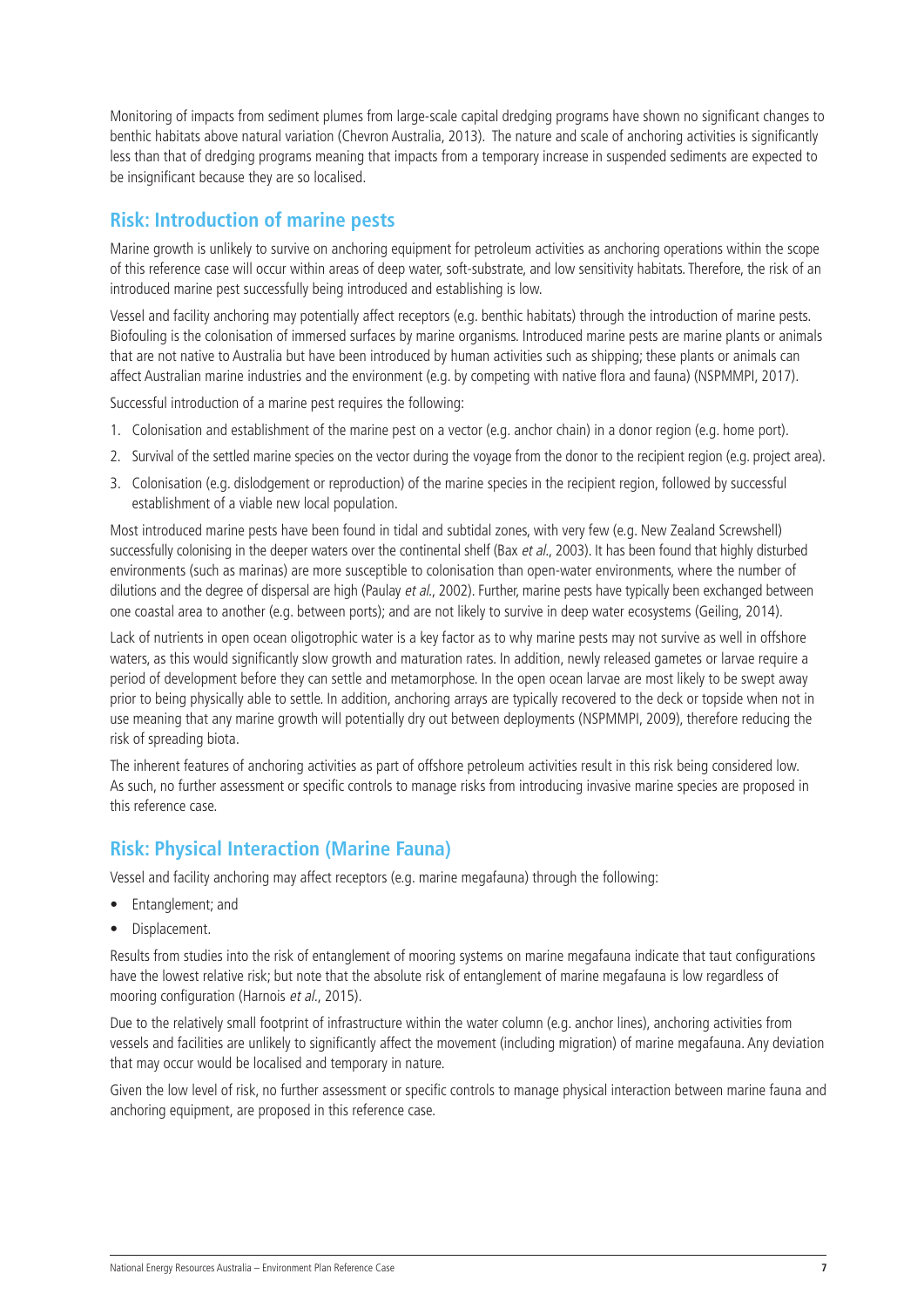Monitoring of impacts from sediment plumes from large-scale capital dredging programs have shown no significant changes to benthic habitats above natural variation (Chevron Australia, 2013). The nature and scale of anchoring activities is significantly less than that of dredging programs meaning that impacts from a temporary increase in suspended sediments are expected to be insignificant because they are so localised.

## Risk: Introduction of marine pests

Marine growth is unlikely to survive on anchoring equipment for petroleum activities as anchoring operations within the scope of this reference case will occur within areas of deep water, soft-substrate, and low sensitivity habitats. Therefore, the risk of an introduced marine pest successfully being introduced and establishing is low.

Vessel and facility anchoring may potentially affect receptors (e.g. benthic habitats) through the introduction of marine pests. Biofouling is the colonisation of immersed surfaces by marine organisms. Introduced marine pests are marine plants or animals that are not native to Australia but have been introduced by human activities such as shipping; these plants or animals can affect Australian marine industries and the environment (e.g. by competing with native flora and fauna) (NSPMMPI, 2017).

Successful introduction of a marine pest requires the following:

1. Colonisation and establishment of the marine pest on a vector (e.g. anchor chain) in a donor region (e.g. home port).
2. Survival of the settled marine species on the vector during the voyage from the donor to the recipient region (e.g. project area).
3. Colonisation (e.g. dislodgement or reproduction) of the marine species in the recipient region, followed by successful establishment of a viable new local population.

Most introduced marine pests have been found in tidal and subtidal zones, with very few (e.g. New Zealand Screwshell) successfully colonising in the deeper waters over the continental shelf (Bax *et al.*, 2003). It has been found that highly disturbed environments (such as marinas) are more susceptible to colonisation than open-water environments, where the number of dilutions and the degree of dispersal are high (Paulay *et al.*, 2002). Further, marine pests have typically been exchanged between one coastal area to another (e.g. between ports); and are not likely to survive in deep water ecosystems (Geiling, 2014).

Lack of nutrients in open ocean oligotrophic water is a key factor as to why marine pests may not survive as well in offshore waters, as this would significantly slow growth and maturation rates. In addition, newly released gametes or larvae require a period of development before they can settle and metamorphose. In the open ocean larvae are most likely to be swept away prior to being physically able to settle. In addition, anchoring arrays are typically recovered to the deck or topside when not in use meaning that any marine growth will potentially dry out between deployments (NSPMMPI, 2009), therefore reducing the risk of spreading biota.

The inherent features of anchoring activities as part of offshore petroleum activities result in this risk being considered low. As such, no further assessment or specific controls to manage risks from introducing invasive marine species are proposed in this reference case.

## Risk: Physical Interaction (Marine Fauna)

Vessel and facility anchoring may affect receptors (e.g. marine megafauna) through the following:

- Entanglement; and
- Displacement.

Results from studies into the risk of entanglement of mooring systems on marine megafauna indicate that taut configurations have the lowest relative risk; but note that the absolute risk of entanglement of marine megafauna is low regardless of mooring configuration (Harnois *et al.*, 2015).

Due to the relatively small footprint of infrastructure within the water column (e.g. anchor lines), anchoring activities from vessels and facilities are unlikely to significantly affect the movement (including migration) of marine megafauna. Any deviation that may occur would be localised and temporary in nature.

Given the low level of risk, no further assessment or specific controls to manage physical interaction between marine fauna and anchoring equipment, are proposed in this reference case.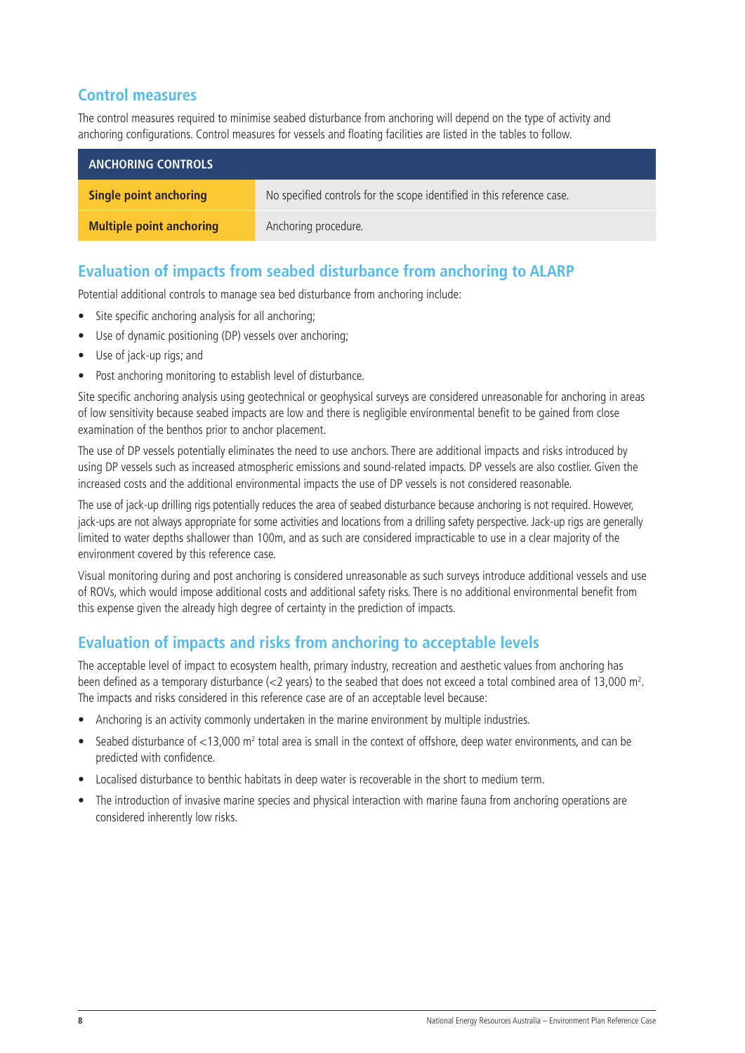## Control measures

The control measures required to minimise seabed disturbance from anchoring will depend on the type of activity and anchoring configurations. Control measures for vessels and floating facilities are listed in the tables to follow.

| ANCHORING CONTROLS | |
|---|---|
| **Single point anchoring** | No specified controls for the scope identified in this reference case. |
| **Multiple point anchoring** | Anchoring procedure. |

## Evaluation of impacts from seabed disturbance from anchoring to ALARP

Potential additional controls to manage sea bed disturbance from anchoring include:

- Site specific anchoring analysis for all anchoring;
- Use of dynamic positioning (DP) vessels over anchoring;
- Use of jack-up rigs; and
- Post anchoring monitoring to establish level of disturbance.

Site specific anchoring analysis using geotechnical or geophysical surveys are considered unreasonable for anchoring in areas of low sensitivity because seabed impacts are low and there is negligible environmental benefit to be gained from close examination of the benthos prior to anchor placement.

The use of DP vessels potentially eliminates the need to use anchors. There are additional impacts and risks introduced by using DP vessels such as increased atmospheric emissions and sound-related impacts. DP vessels are also costlier. Given the increased costs and the additional environmental impacts the use of DP vessels is not considered reasonable.

The use of jack-up drilling rigs potentially reduces the area of seabed disturbance because anchoring is not required. However, jack-ups are not always appropriate for some activities and locations from a drilling safety perspective. Jack-up rigs are generally limited to water depths shallower than 100m, and as such are considered impracticable to use in a clear majority of the environment covered by this reference case.

Visual monitoring during and post anchoring is considered unreasonable as such surveys introduce additional vessels and use of ROVs, which would impose additional costs and additional safety risks. There is no additional environmental benefit from this expense given the already high degree of certainty in the prediction of impacts.

## Evaluation of impacts and risks from anchoring to acceptable levels

The acceptable level of impact to ecosystem health, primary industry, recreation and aesthetic values from anchoring has been defined as a temporary disturbance (<2 years) to the seabed that does not exceed a total combined area of 13,000 $m^2$. The impacts and risks considered in this reference case are of an acceptable level because:

- Anchoring is an activity commonly undertaken in the marine environment by multiple industries.
- Seabed disturbance of <13,000 $m^2$ total area is small in the context of offshore, deep water environments, and can be predicted with confidence.
- Localised disturbance to benthic habitats in deep water is recoverable in the short to medium term.
- The introduction of invasive marine species and physical interaction with marine fauna from anchoring operations are considered inherently low risks.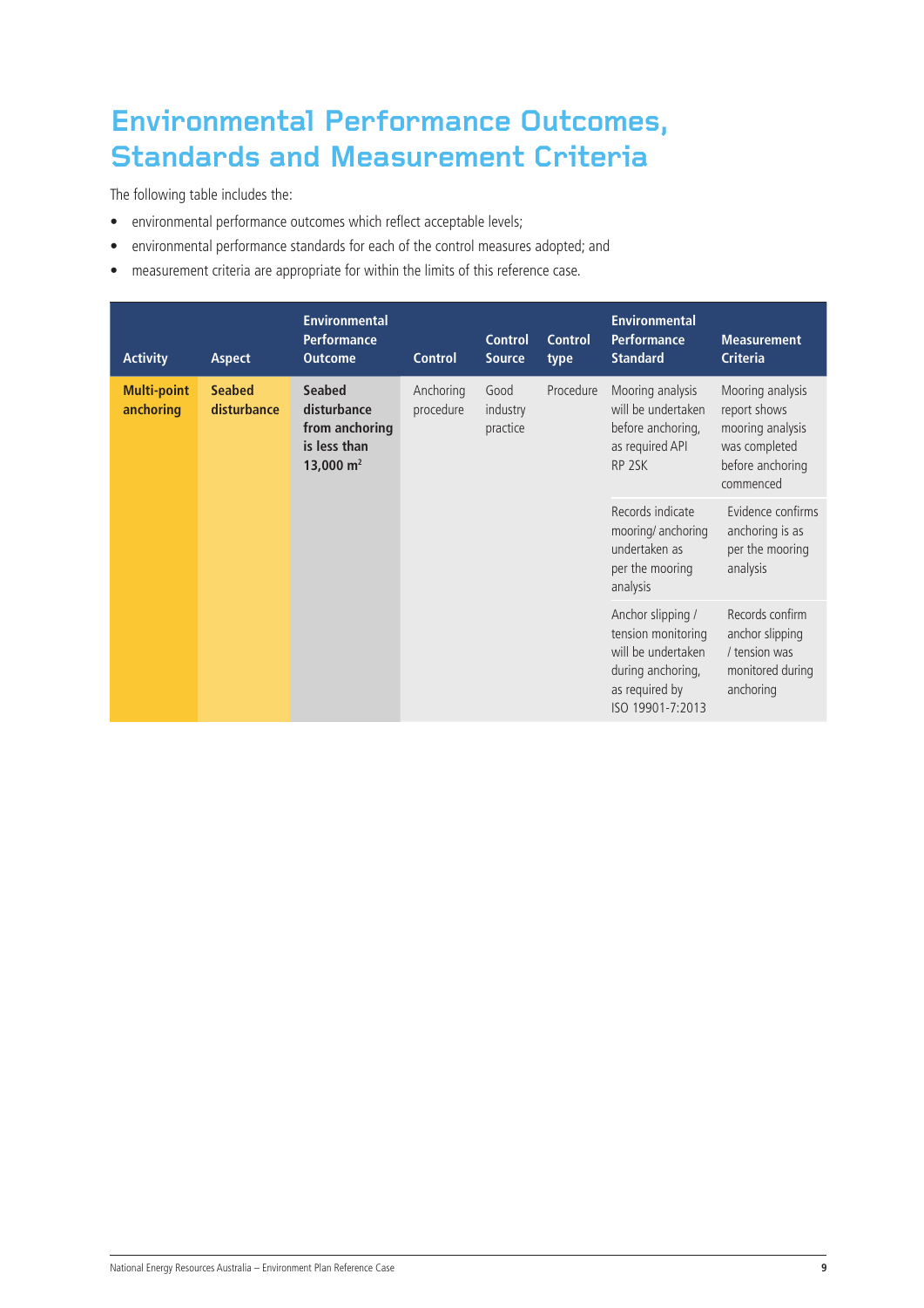# Environmental Performance Outcomes, Standards and Measurement Criteria

The following table includes the:

- environmental performance outcomes which reflect acceptable levels;
- environmental performance standards for each of the control measures adopted; and
- measurement criteria are appropriate for within the limits of this reference case.

| Activity | Aspect | Environmental Performance Outcome | Control | Control Source | Control type | Environmental Performance Standard | Measurement Criteria |
|---|---|---|---|---|---|---|---|
| **Multi-point anchoring** | **Seabed disturbance** | **Seabed disturbance from anchoring is less than 13,000 m$^2$** | Anchoring procedure | Good industry practice | Procedure | Mooring analysis will be undertaken before anchoring, as required API RP 2SK | Mooring analysis report shows mooring analysis was completed before anchoring commenced |
| | | | | | | Records indicate mooring/ anchoring undertaken as per the mooring analysis | Evidence confirms anchoring is as per the mooring analysis |
| | | | | | | Anchor slipping / tension monitoring will be undertaken during anchoring, as required by ISO 19901-7:2013 | Records confirm anchor slipping / tension was monitored during anchoring |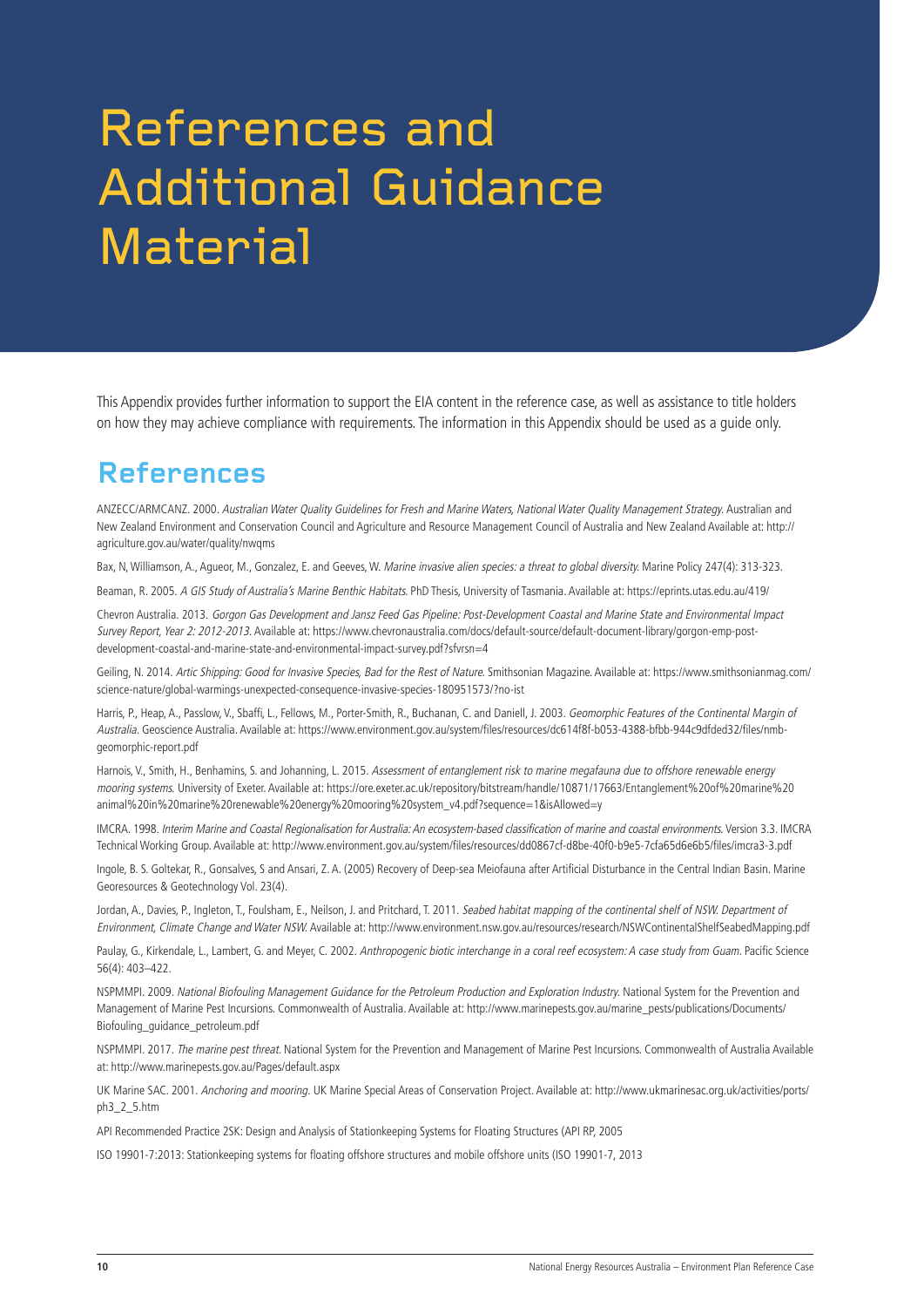# References and Additional Guidance Material

This Appendix provides further information to support the EIA content in the reference case, as well as assistance to title holders on how they may achieve compliance with requirements. The information in this Appendix should be used as a guide only.

## References

ANZECC/ARMCANZ. 2000. *Australian Water Quality Guidelines for Fresh and Marine Waters, National Water Quality Management Strategy.* Australian and New Zealand Environment and Conservation Council and Agriculture and Resource Management Council of Australia and New Zealand Available at: http://agriculture.gov.au/water/quality/nwqms

Bax, N, Williamson, A., Agueor, M., Gonzalez, E. and Geeves, W. *Marine invasive alien species: a threat to global diversity.* Marine Policy 247(4): 313-323.

Beaman, R. 2005. *A GIS Study of Australia's Marine Benthic Habitats.* PhD Thesis, University of Tasmania. Available at: https://eprints.utas.edu.au/419/

Chevron Australia. 2013. *Gorgon Gas Development and Jansz Feed Gas Pipeline: Post-Development Coastal and Marine State and Environmental Impact Survey Report, Year 2: 2012-2013.* Available at: https://www.chevronaustralia.com/docs/default-source/default-document-library/gorgon-emp-post-development-coastal-and-marine-state-and-environmental-impact-survey.pdf?sfvrsn=4

Geiling, N. 2014. *Artic Shipping: Good for Invasive Species, Bad for the Rest of Nature.* Smithsonian Magazine. Available at: https://www.smithsonianmag.com/science-nature/global-warmings-unexpected-consequence-invasive-species-180951573/?no-ist

Harris, P., Heap, A., Passlow, V., Sbaffi, L., Fellows, M., Porter-Smith, R., Buchanan, C. and Daniell, J. 2003. *Geomorphic Features of the Continental Margin of Australia.* Geoscience Australia. Available at: https://www.environment.gov.au/system/files/resources/dc614f8f-b053-4388-bfbb-944c9dfded32/files/nmb-geomorphic-report.pdf

Harnois, V., Smith, H., Benhamins, S. and Johanning, L. 2015. *Assessment of entanglement risk to marine megafauna due to offshore renewable energy mooring systems.* University of Exeter. Available at: https://ore.exeter.ac.uk/repository/bitstream/handle/10871/17663/Entanglement%20of%20marine%20animal%20in%20marine%20renewable%20energy%20mooring%20system_v4.pdf?sequence=1&isAllowed=y

IMCRA. 1998. *Interim Marine and Coastal Regionalisation for Australia: An ecosystem-based classification of marine and coastal environments.* Version 3.3. IMCRA Technical Working Group. Available at: http://www.environment.gov.au/system/files/resources/dd0867cf-d8be-40f0-b9e5-7cfa65d6e6b5/files/imcra3-3.pdf

Ingole, B. S. Goltekar, R., Gonsalves, S and Ansari, Z. A. (2005) Recovery of Deep-sea Meiofauna after Artificial Disturbance in the Central Indian Basin. Marine Georesources & Geotechnology Vol. 23(4).

Jordan, A., Davies, P., Ingleton, T., Foulsham, E., Neilson, J. and Pritchard, T. 2011. *Seabed habitat mapping of the continental shelf of NSW. Department of Environment, Climate Change and Water NSW.* Available at: http://www.environment.nsw.gov.au/resources/research/NSWContinentalShelfSeabedMapping.pdf

Paulay, G., Kirkendale, L., Lambert, G. and Meyer, C. 2002. *Anthropogenic biotic interchange in a coral reef ecosystem: A case study from Guam.* Pacific Science 56(4): 403–422.

NSPMMPI. 2009. *National Biofouling Management Guidance for the Petroleum Production and Exploration Industry.* National System for the Prevention and Management of Marine Pest Incursions. Commonwealth of Australia. Available at: http://www.marinepests.gov.au/marine_pests/publications/Documents/Biofouling_guidance_petroleum.pdf

NSPMMPI. 2017. *The marine pest threat.* National System for the Prevention and Management of Marine Pest Incursions. Commonwealth of Australia Available at: http://www.marinepests.gov.au/Pages/default.aspx

UK Marine SAC. 2001. *Anchoring and mooring.* UK Marine Special Areas of Conservation Project. Available at: http://www.ukmarinesac.org.uk/activities/ports/ph3_2_5.htm

API Recommended Practice 2SK: Design and Analysis of Stationkeeping Systems for Floating Structures (API RP, 2005

ISO 19901-7:2013: Stationkeeping systems for floating offshore structures and mobile offshore units (ISO 19901-7, 2013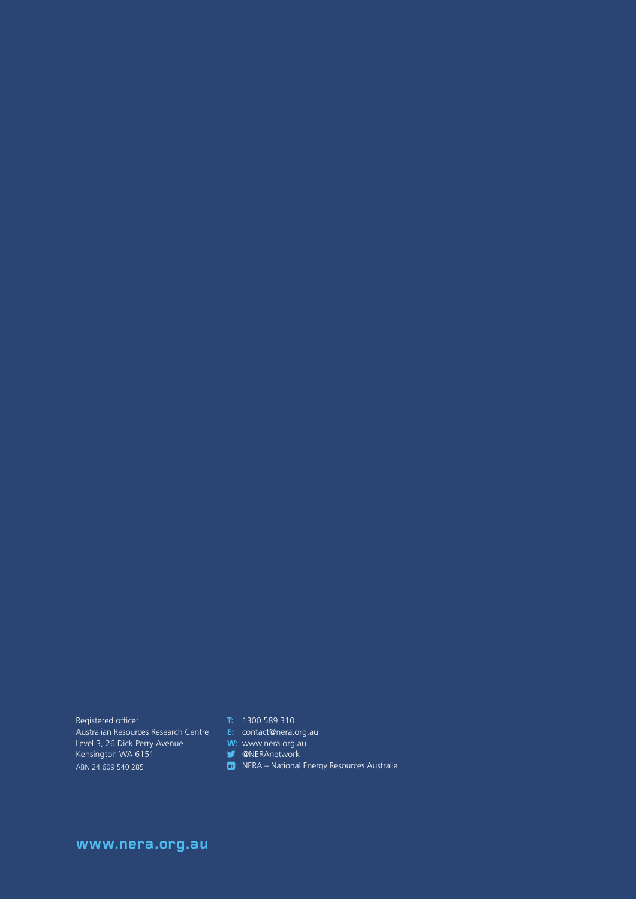Registered office:
Australian Resources Research Centre
Level 3, 26 Dick Perry Avenue
Kensington WA 6151
ABN 24 609 540 285

**T:** 1300 589 310
**E:** contact@nera.org.au
**W:** www.nera.org.au
@NERAnetwork
NERA – National Energy Resources Australia

**www.nera.org.au**